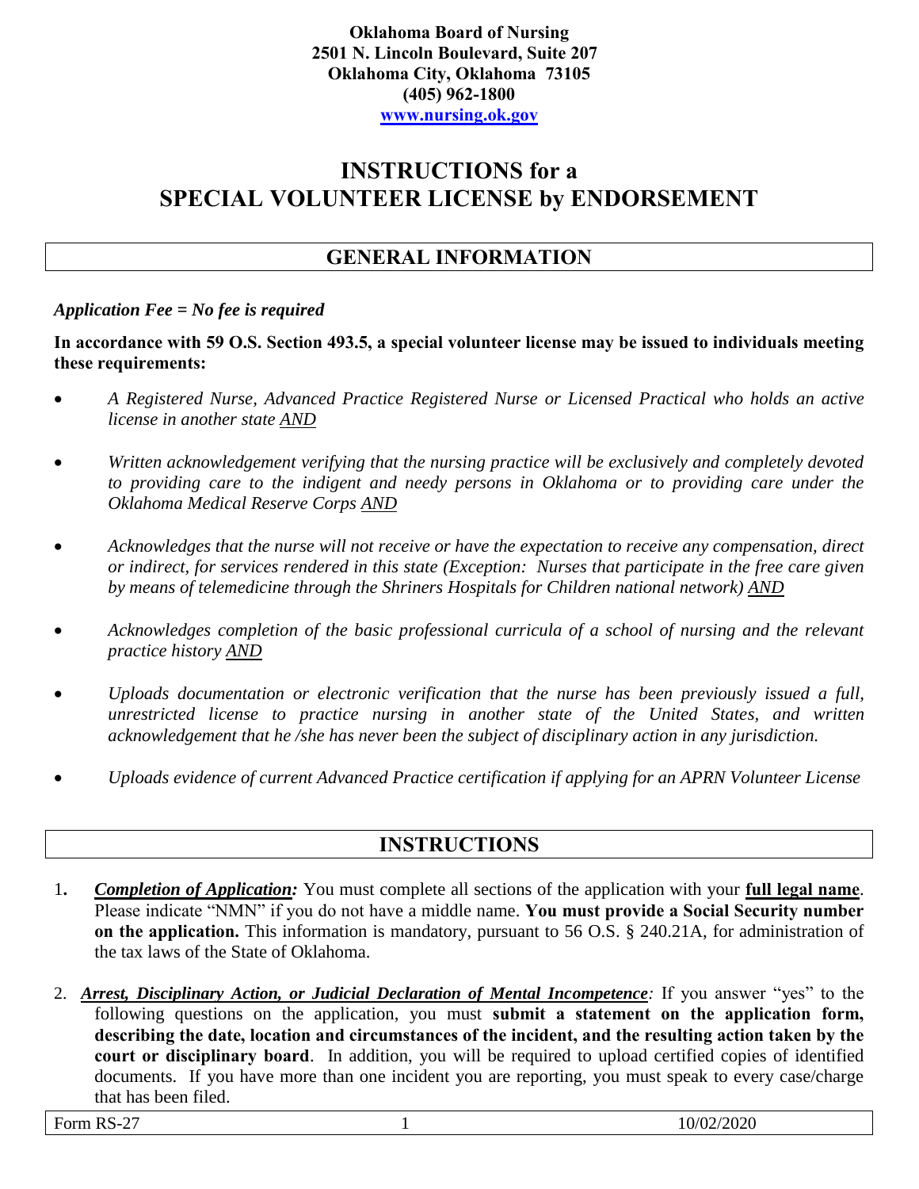**Oklahoma Board of Nursing**
**2501 N. Lincoln Boulevard, Suite 207**
**Oklahoma City, Oklahoma 73105**
**(405) 962-1800**
**www.nursing.ok.gov**

# INSTRUCTIONS for a SPECIAL VOLUNTEER LICENSE by ENDORSEMENT

## GENERAL INFORMATION

***Application Fee = No fee is required***

**In accordance with 59 O.S. Section 493.5, a special volunteer license may be issued to individuals meeting these requirements:**

- *A Registered Nurse, Advanced Practice Registered Nurse or Licensed Practical who holds an active license in another state AND*
- *Written acknowledgement verifying that the nursing practice will be exclusively and completely devoted to providing care to the indigent and needy persons in Oklahoma or to providing care under the Oklahoma Medical Reserve Corps AND*
- *Acknowledges that the nurse will not receive or have the expectation to receive any compensation, direct or indirect, for services rendered in this state (Exception: Nurses that participate in the free care given by means of telemedicine through the Shriners Hospitals for Children national network) AND*
- *Acknowledges completion of the basic professional curricula of a school of nursing and the relevant practice history AND*
- *Uploads documentation or electronic verification that the nurse has been previously issued a full, unrestricted license to practice nursing in another state of the United States, and written acknowledgement that he /she has never been the subject of disciplinary action in any jurisdiction.*
- *Uploads evidence of current Advanced Practice certification if applying for an APRN Volunteer License*

## INSTRUCTIONS

1. ***Completion of Application:*** You must complete all sections of the application with your **full legal name**. Please indicate "NMN" if you do not have a middle name. **You must provide a Social Security number on the application.** This information is mandatory, pursuant to 56 O.S. § 240.21A, for administration of the tax laws of the State of Oklahoma.

2. ***Arrest, Disciplinary Action, or Judicial Declaration of Mental Incompetence:*** If you answer "yes" to the following questions on the application, you must **submit a statement on the application form, describing the date, location and circumstances of the incident, and the resulting action taken by the court or disciplinary board**. In addition, you will be required to upload certified copies of identified documents. If you have more than one incident you are reporting, you must speak to every case/charge that has been filed.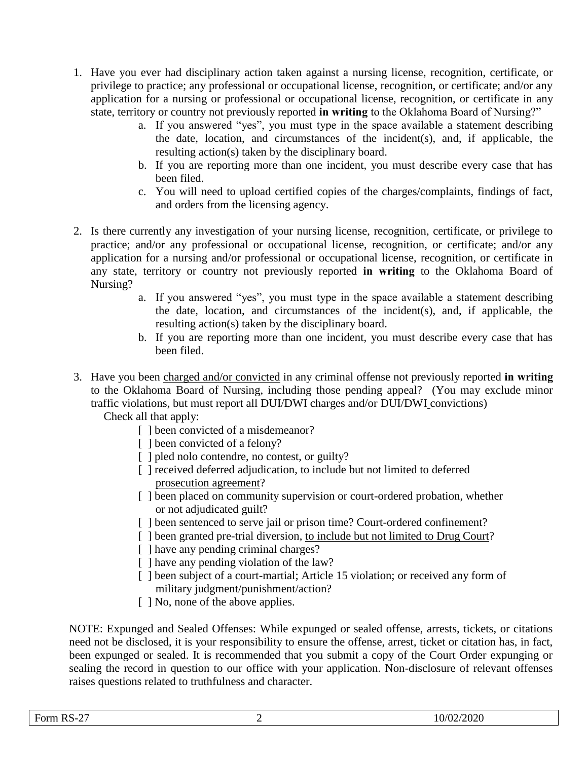1. Have you ever had disciplinary action taken against a nursing license, recognition, certificate, or privilege to practice; any professional or occupational license, recognition, or certificate; and/or any application for a nursing or professional or occupational license, recognition, or certificate in any state, territory or country not previously reported **in writing** to the Oklahoma Board of Nursing?"
    a. If you answered "yes", you must type in the space available a statement describing the date, location, and circumstances of the incident(s), and, if applicable, the resulting action(s) taken by the disciplinary board.
    b. If you are reporting more than one incident, you must describe every case that has been filed.
    c. You will need to upload certified copies of the charges/complaints, findings of fact, and orders from the licensing agency.

2. Is there currently any investigation of your nursing license, recognition, certificate, or privilege to practice; and/or any professional or occupational license, recognition, or certificate; and/or any application for a nursing and/or professional or occupational license, recognition, or certificate in any state, territory or country not previously reported **in writing** to the Oklahoma Board of Nursing?
    a. If you answered "yes", you must type in the space available a statement describing the date, location, and circumstances of the incident(s), and, if applicable, the resulting action(s) taken by the disciplinary board.
    b. If you are reporting more than one incident, you must describe every case that has been filed.

3. Have you been <u>charged and/or convicted</u> in any criminal offense not previously reported **in writing** to the Oklahoma Board of Nursing, including those pending appeal? (You may exclude minor traffic violations, but must report all DUI/DWI charges and/or DUI/DWI convictions)
   Check all that apply:
    - [ ] been convicted of a misdemeanor?
    - [ ] been convicted of a felony?
    - [ ] pled nolo contendre, no contest, or guilty?
    - [ ] received deferred adjudication, <u>to include but not limited to deferred prosecution agreement</u>?
    - [ ] been placed on community supervision or court-ordered probation, whether or not adjudicated guilt?
    - [ ] been sentenced to serve jail or prison time? Court-ordered confinement?
    - [ ] been granted pre-trial diversion, <u>to include but not limited to Drug Court</u>?
    - [ ] have any pending criminal charges?
    - [ ] have any pending violation of the law?
    - [ ] been subject of a court-martial; Article 15 violation; or received any form of military judgment/punishment/action?
    - [ ] No, none of the above applies.

NOTE: Expunged and Sealed Offenses: While expunged or sealed offense, arrests, tickets, or citations need not be disclosed, it is your responsibility to ensure the offense, arrest, ticket or citation has, in fact, been expunged or sealed. It is recommended that you submit a copy of the Court Order expunging or sealing the record in question to our office with your application. Non-disclosure of relevant offenses raises questions related to truthfulness and character.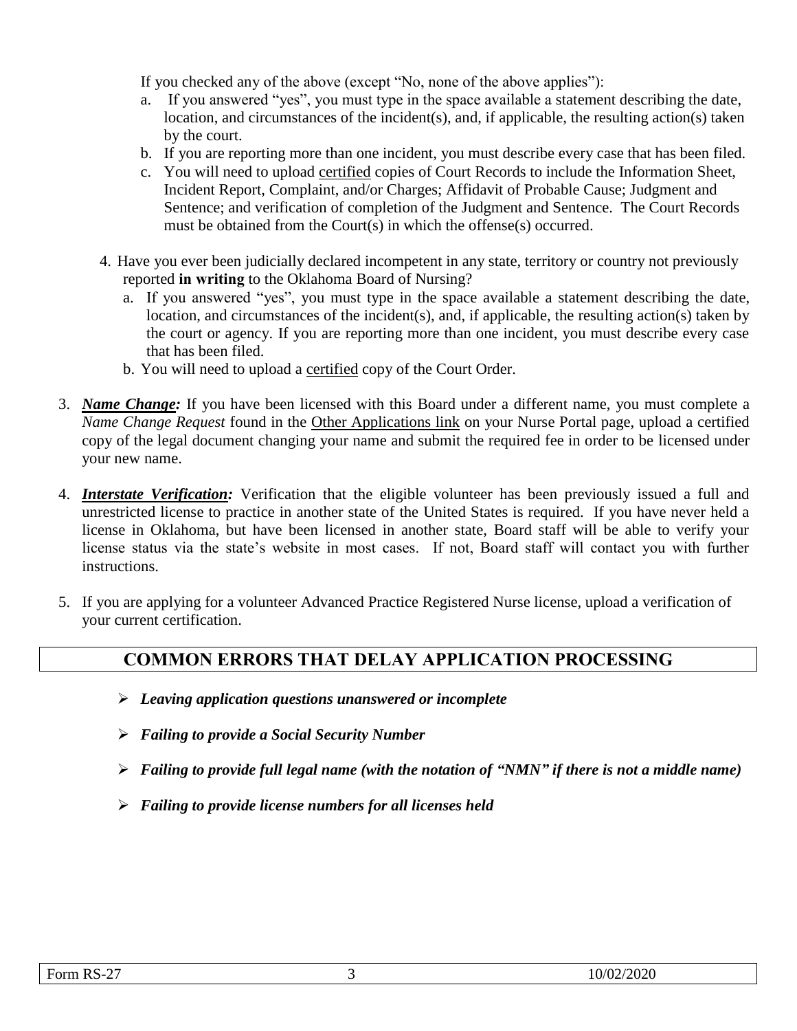If you checked any of the above (except "No, none of the above applies"):

a. If you answered "yes", you must type in the space available a statement describing the date, location, and circumstances of the incident(s), and, if applicable, the resulting action(s) taken by the court.
b. If you are reporting more than one incident, you must describe every case that has been filed.
c. You will need to upload certified copies of Court Records to include the Information Sheet, Incident Report, Complaint, and/or Charges; Affidavit of Probable Cause; Judgment and Sentence; and verification of completion of the Judgment and Sentence. The Court Records must be obtained from the Court(s) in which the offense(s) occurred.

4. Have you ever been judicially declared incompetent in any state, territory or country not previously reported **in writing** to the Oklahoma Board of Nursing?
   a. If you answered "yes", you must type in the space available a statement describing the date, location, and circumstances of the incident(s), and, if applicable, the resulting action(s) taken by the court or agency. If you are reporting more than one incident, you must describe every case that has been filed.
   b. You will need to upload a certified copy of the Court Order.

3. ***Name Change:*** If you have been licensed with this Board under a different name, you must complete a *Name Change Request* found in the Other Applications link on your Nurse Portal page, upload a certified copy of the legal document changing your name and submit the required fee in order to be licensed under your new name.

4. ***Interstate Verification:*** Verification that the eligible volunteer has been previously issued a full and unrestricted license to practice in another state of the United States is required. If you have never held a license in Oklahoma, but have been licensed in another state, Board staff will be able to verify your license status via the state's website in most cases. If not, Board staff will contact you with further instructions.

5. If you are applying for a volunteer Advanced Practice Registered Nurse license, upload a verification of your current certification.

## COMMON ERRORS THAT DELAY APPLICATION PROCESSING

- ***Leaving application questions unanswered or incomplete***
- ***Failing to provide a Social Security Number***
- ***Failing to provide full legal name (with the notation of "NMN" if there is not a middle name)***
- ***Failing to provide license numbers for all licenses held***